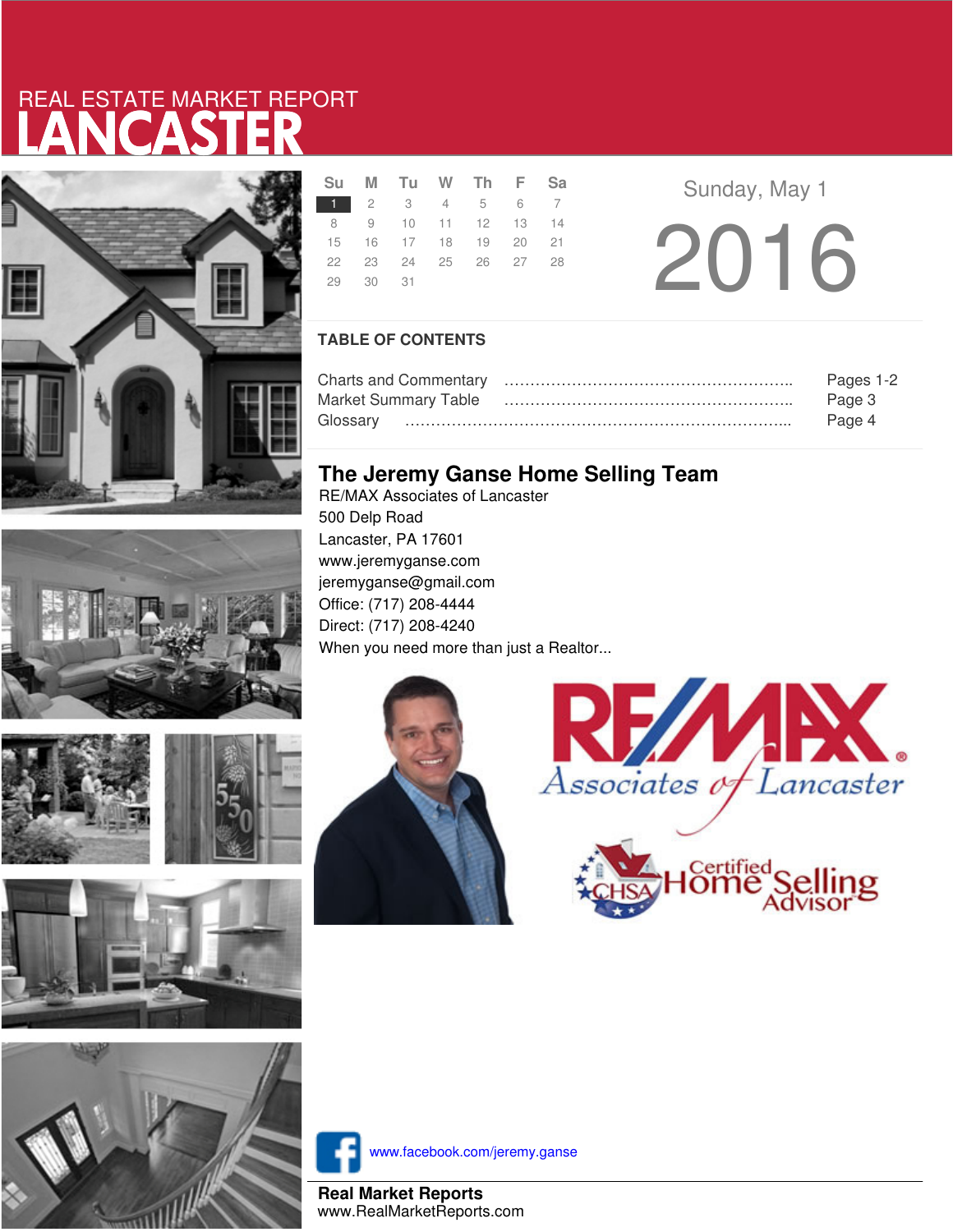REAL ESTATE MARKET REPORT

# LANCASTER

| Su | M | Tu | W | Th | F | Sa |
|---|---|---|---|---|---|---|
| 1 | 2 | 3 | 4 | 5 | 6 | 7 |
| 8 | 9 | 10 | 11 | 12 | 13 | 14 |
| 15 | 16 | 17 | 18 | 19 | 20 | 21 |
| 22 | 23 | 24 | 25 | 26 | 27 | 28 |
| 29 | 30 | 31 | | | | |

Sunday, May 1

2016

## TABLE OF CONTENTS

| | |
|---|---|
| Charts and Commentary | Pages 1-2 |
| Market Summary Table | Page 3 |
| Glossary | Page 4 |

## The Jeremy Ganse Home Selling Team

RE/MAX Associates of Lancaster
500 Delp Road
Lancaster, PA 17601
www.jeremyganse.com
jeremyganse@gmail.com
Office: (717) 208-4444
Direct: (717) 208-4240
When you need more than just a Realtor...

RE/MAX Associates of Lancaster

CHSA Certified Home Selling Advisor

www.facebook.com/jeremy.ganse

**Real Market Reports**
www.RealMarketReports.com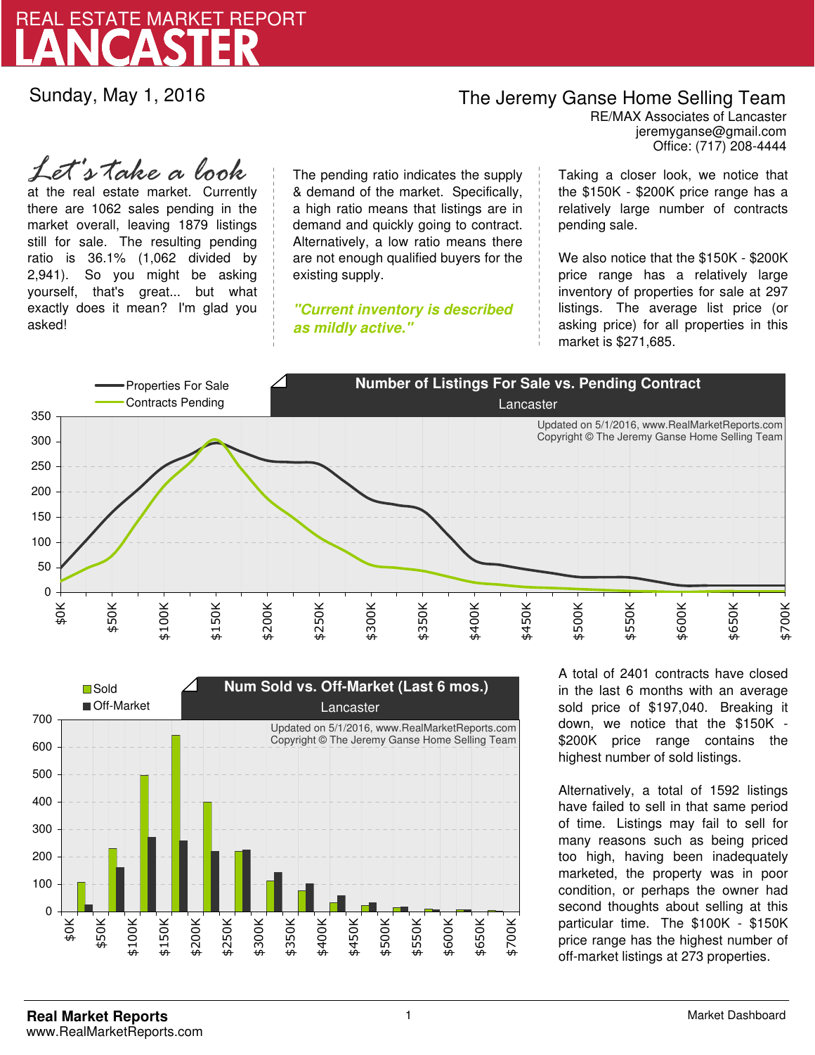# REAL ESTATE MARKET REPORT
# LANCASTER

Sunday, May 1, 2016

## The Jeremy Ganse Home Selling Team

RE/MAX Associates of Lancaster
jeremyganse@gmail.com
Office: (717) 208-4444

*Let's take a look* at the real estate market. Currently there are 1062 sales pending in the market overall, leaving 1879 listings still for sale. The resulting pending ratio is 36.1% (1,062 divided by 2,941). So you might be asking yourself, that's great... but what exactly does it mean? I'm glad you asked!

The pending ratio indicates the supply & demand of the market. Specifically, a high ratio means that listings are in demand and quickly going to contract. Alternatively, a low ratio means there are not enough qualified buyers for the existing supply.

***"Current inventory is described as mildly active."***

Taking a closer look, we notice that the $150K - $200K price range has a relatively large number of contracts pending sale.

We also notice that the $150K - $200K price range has a relatively large inventory of properties for sale at 297 listings. The average list price (or asking price) for all properties in this market is $271,685.

**Number of Listings For Sale vs. Pending Contract**
Lancaster

Properties For Sale
Contracts Pending

Updated on 5/1/2016, www.RealMarketReports.com
Copyright © The Jeremy Ganse Home Selling Team

0, 50, 100, 150, 200, 250, 300, 350

$0K, $50K, $100K, $150K, $200K, $250K, $300K, $350K, $400K, $450K, $500K, $550K, $600K, $650K, $700K

**Num Sold vs. Off-Market (Last 6 mos.)**
Lancaster

Sold
Off-Market

Updated on 5/1/2016, www.RealMarketReports.com
Copyright © The Jeremy Ganse Home Selling Team

0, 100, 200, 300, 400, 500, 600, 700

$0K, $50K, $100K, $150K, $200K, $250K, $300K, $350K, $400K, $450K, $500K, $550K, $600K, $650K, $700K

A total of 2401 contracts have closed in the last 6 months with an average sold price of $197,040. Breaking it down, we notice that the $150K - $200K price range contains the highest number of sold listings.

Alternatively, a total of 1592 listings have failed to sell in that same period of time. Listings may fail to sell for many reasons such as being priced too high, having been inadequately marketed, the property was in poor condition, or perhaps the owner had second thoughts about selling at this particular time. The $100K - $150K price range has the highest number of off-market listings at 273 properties.

**Real Market Reports**
www.RealMarketReports.com

Market Dashboard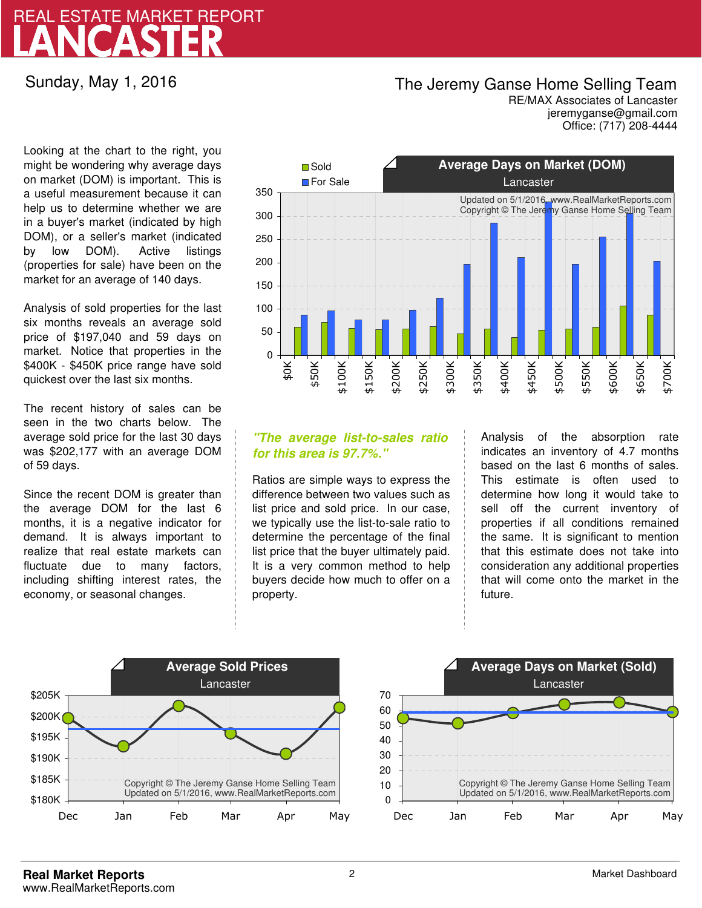# REAL ESTATE MARKET REPORT
# LANCASTER

Sunday, May 1, 2016

**The Jeremy Ganse Home Selling Team**
RE/MAX Associates of Lancaster
jeremyganse@gmail.com
Office: (717) 208-4444

Looking at the chart to the right, you might be wondering why average days on market (DOM) is important. This is a useful measurement because it can help us to determine whether we are in a buyer's market (indicated by high DOM), or a seller's market (indicated by low DOM). Active listings (properties for sale) have been on the market for an average of 140 days.

Analysis of sold properties for the last six months reveals an average sold price of $197,040 and 59 days on market. Notice that properties in the $400K - $450K price range have sold quickest over the last six months.

The recent history of sales can be seen in the two charts below. The average sold price for the last 30 days was $202,177 with an average DOM of 59 days.

Since the recent DOM is greater than the average DOM for the last 6 months, it is a negative indicator for demand. It is always important to realize that real estate markets can fluctuate due to many factors, including shifting interest rates, the economy, or seasonal changes.

Average Days on Market (DOM)
Lancaster
Sold
For Sale
Updated on 5/1/2016, www.RealMarketReports.com
Copyright © The Jeremy Ganse Home Selling Team
350
300
250
200
150
100
50
0
$0K $50K $100K $150K $200K $250K $300K $350K $400K $450K $500K $550K $600K $650K $700K

*"The average list-to-sales ratio for this area is 97.7%."*

Ratios are simple ways to express the difference between two values such as list price and sold price. In our case, we typically use the list-to-sale ratio to determine the percentage of the final list price that the buyer ultimately paid. It is a very common method to help buyers decide how much to offer on a property.

Analysis of the absorption rate indicates an inventory of 4.7 months based on the last 6 months of sales. This estimate is often used to determine how long it would take to sell off the current inventory of properties if all conditions remained the same. It is significant to mention that this estimate does not take into consideration any additional properties that will come onto the market in the future.

Average Sold Prices
Lancaster
$205K
$200K
$195K
$190K
$185K
$180K
Dec Jan Feb Mar Apr May
Copyright © The Jeremy Ganse Home Selling Team
Updated on 5/1/2016, www.RealMarketReports.com

Average Days on Market (Sold)
Lancaster
70
60
50
40
30
20
10
0
Dec Jan Feb Mar Apr May
Copyright © The Jeremy Ganse Home Selling Team
Updated on 5/1/2016, www.RealMarketReports.com

**Real Market Reports**
www.RealMarketReports.com

Market Dashboard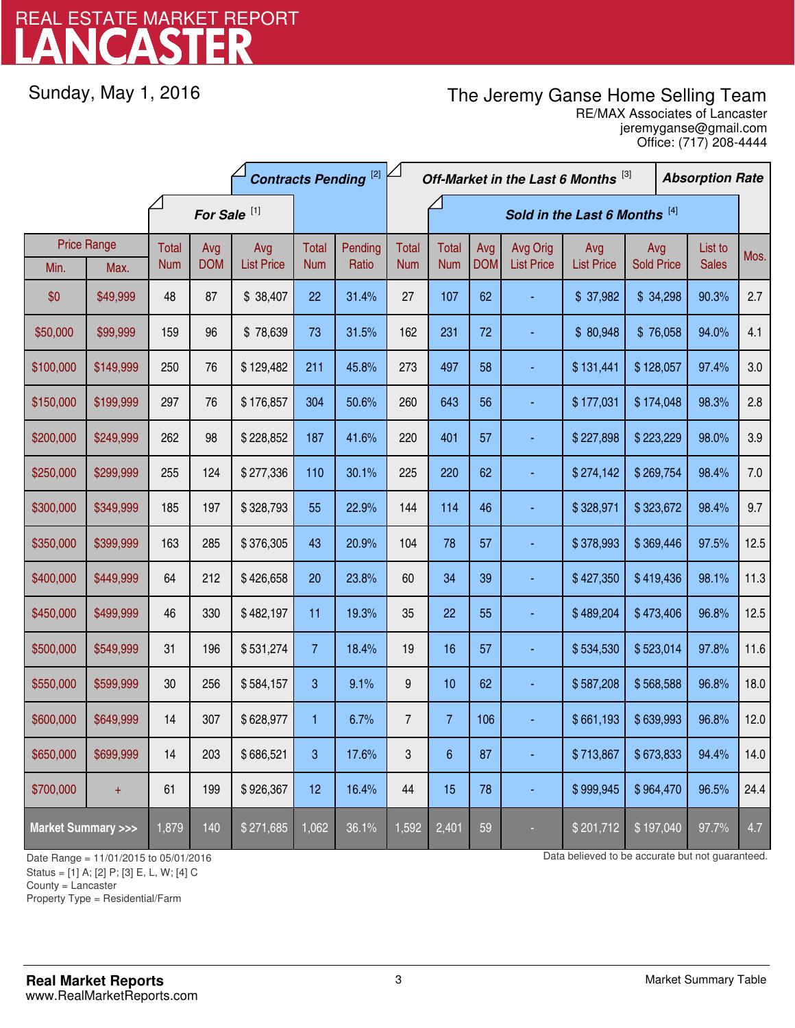# REAL ESTATE MARKET REPORT
# LANCASTER

Sunday, May 1, 2016

**The Jeremy Ganse Home Selling Team**
RE/MAX Associates of Lancaster
jeremyganse@gmail.com
Office: (717) 208-4444

| Price Range | | For Sale [1] | | | Contracts Pending [2] | | Off-Market in the Last 6 Months [3] | Sold in the Last 6 Months [4] | | | | | | Absorption Rate |
|---|---|---|---|---|---|---|---|---|---|---|---|---|---|---|
| Min. | Max. | Total Num | Avg DOM | Avg List Price | Total Num | Pending Ratio | Total Num | Total Num | Avg DOM | Avg Orig List Price | Avg List Price | Avg Sold Price | List to Sales | Mos. |
| $0 | $49,999 | 48 | 87 | $ 38,407 | 22 | 31.4% | 27 | 107 | 62 | - | $ 37,982 | $ 34,298 | 90.3% | 2.7 |
| $50,000 | $99,999 | 159 | 96 | $ 78,639 | 73 | 31.5% | 162 | 231 | 72 | - | $ 80,948 | $ 76,058 | 94.0% | 4.1 |
| $100,000 | $149,999 | 250 | 76 | $ 129,482 | 211 | 45.8% | 273 | 497 | 58 | - | $ 131,441 | $ 128,057 | 97.4% | 3.0 |
| $150,000 | $199,999 | 297 | 76 | $ 176,857 | 304 | 50.6% | 260 | 643 | 56 | - | $ 177,031 | $ 174,048 | 98.3% | 2.8 |
| $200,000 | $249,999 | 262 | 98 | $ 228,852 | 187 | 41.6% | 220 | 401 | 57 | - | $ 227,898 | $ 223,229 | 98.0% | 3.9 |
| $250,000 | $299,999 | 255 | 124 | $ 277,336 | 110 | 30.1% | 225 | 220 | 62 | - | $ 274,142 | $ 269,754 | 98.4% | 7.0 |
| $300,000 | $349,999 | 185 | 197 | $ 328,793 | 55 | 22.9% | 144 | 114 | 46 | - | $ 328,971 | $ 323,672 | 98.4% | 9.7 |
| $350,000 | $399,999 | 163 | 285 | $ 376,305 | 43 | 20.9% | 104 | 78 | 57 | - | $ 378,993 | $ 369,446 | 97.5% | 12.5 |
| $400,000 | $449,999 | 64 | 212 | $ 426,658 | 20 | 23.8% | 60 | 34 | 39 | - | $ 427,350 | $ 419,436 | 98.1% | 11.3 |
| $450,000 | $499,999 | 46 | 330 | $ 482,197 | 11 | 19.3% | 35 | 22 | 55 | - | $ 489,204 | $ 473,406 | 96.8% | 12.5 |
| $500,000 | $549,999 | 31 | 196 | $ 531,274 | 7 | 18.4% | 19 | 16 | 57 | - | $ 534,530 | $ 523,014 | 97.8% | 11.6 |
| $550,000 | $599,999 | 30 | 256 | $ 584,157 | 3 | 9.1% | 9 | 10 | 62 | - | $ 587,208 | $ 568,588 | 96.8% | 18.0 |
| $600,000 | $649,999 | 14 | 307 | $ 628,977 | 1 | 6.7% | 7 | 7 | 106 | - | $ 661,193 | $ 639,993 | 96.8% | 12.0 |
| $650,000 | $699,999 | 14 | 203 | $ 686,521 | 3 | 17.6% | 3 | 6 | 87 | - | $ 713,867 | $ 673,833 | 94.4% | 14.0 |
| $700,000 | + | 61 | 199 | $ 926,367 | 12 | 16.4% | 44 | 15 | 78 | - | $ 999,945 | $ 964,470 | 96.5% | 24.4 |
| **Market Summary >>>** | | 1,879 | 140 | $ 271,685 | 1,062 | 36.1% | 1,592 | 2,401 | 59 | - | $ 201,712 | $ 197,040 | 97.7% | 4.7 |

Date Range = 11/01/2015 to 05/01/2016
Status = [1] A; [2] P; [3] E, L, W; [4] C
County = Lancaster
Property Type = Residential/Farm

Data believed to be accurate but not guaranteed.

**Real Market Reports**
www.RealMarketReports.com

Market Summary Table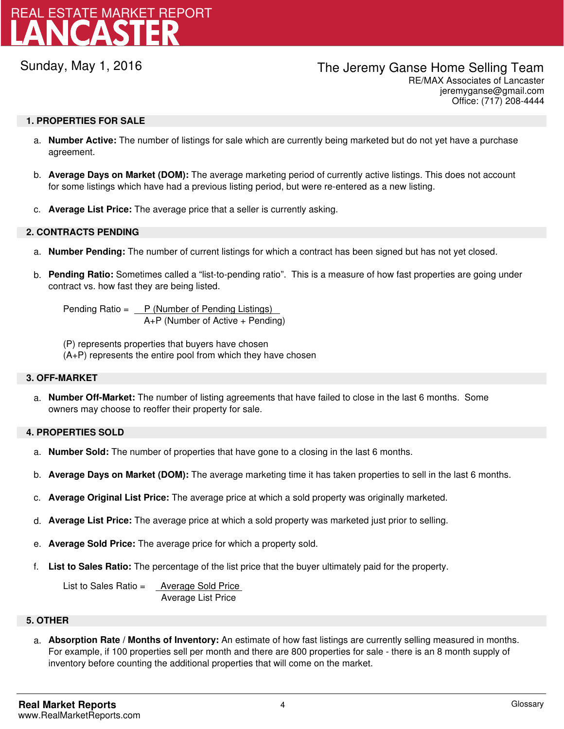# REAL ESTATE MARKET REPORT LANCASTER

Sunday, May 1, 2016

**The Jeremy Ganse Home Selling Team**
RE/MAX Associates of Lancaster
jeremyganse@gmail.com
Office: (717) 208-4444

## 1. PROPERTIES FOR SALE

a. **Number Active:** The number of listings for sale which are currently being marketed but do not yet have a purchase agreement.

b. **Average Days on Market (DOM):** The average marketing period of currently active listings. This does not account for some listings which have had a previous listing period, but were re-entered as a new listing.

c. **Average List Price:** The average price that a seller is currently asking.

## 2. CONTRACTS PENDING

a. **Number Pending:** The number of current listings for which a contract has been signed but has not yet closed.

b. **Pending Ratio:** Sometimes called a "list-to-pending ratio". This is a measure of how fast properties are going under contract vs. how fast they are being listed.

$$\text{Pending Ratio} = \frac{\text{P (Number of Pending Listings)}}{\text{A+P (Number of Active + Pending)}}$$

(P) represents properties that buyers have chosen
(A+P) represents the entire pool from which they have chosen

## 3. OFF-MARKET

a. **Number Off-Market:** The number of listing agreements that have failed to close in the last 6 months. Some owners may choose to reoffer their property for sale.

## 4. PROPERTIES SOLD

a. **Number Sold:** The number of properties that have gone to a closing in the last 6 months.

b. **Average Days on Market (DOM):** The average marketing time it has taken properties to sell in the last 6 months.

c. **Average Original List Price:** The average price at which a sold property was originally marketed.

d. **Average List Price:** The average price at which a sold property was marketed just prior to selling.

e. **Average Sold Price:** The average price for which a property sold.

f. **List to Sales Ratio:** The percentage of the list price that the buyer ultimately paid for the property.

$$\text{List to Sales Ratio} = \frac{\text{Average Sold Price}}{\text{Average List Price}}$$

## 5. OTHER

a. **Absorption Rate / Months of Inventory:** An estimate of how fast listings are currently selling measured in months. For example, if 100 properties sell per month and there are 800 properties for sale - there is an 8 month supply of inventory before counting the additional properties that will come on the market.